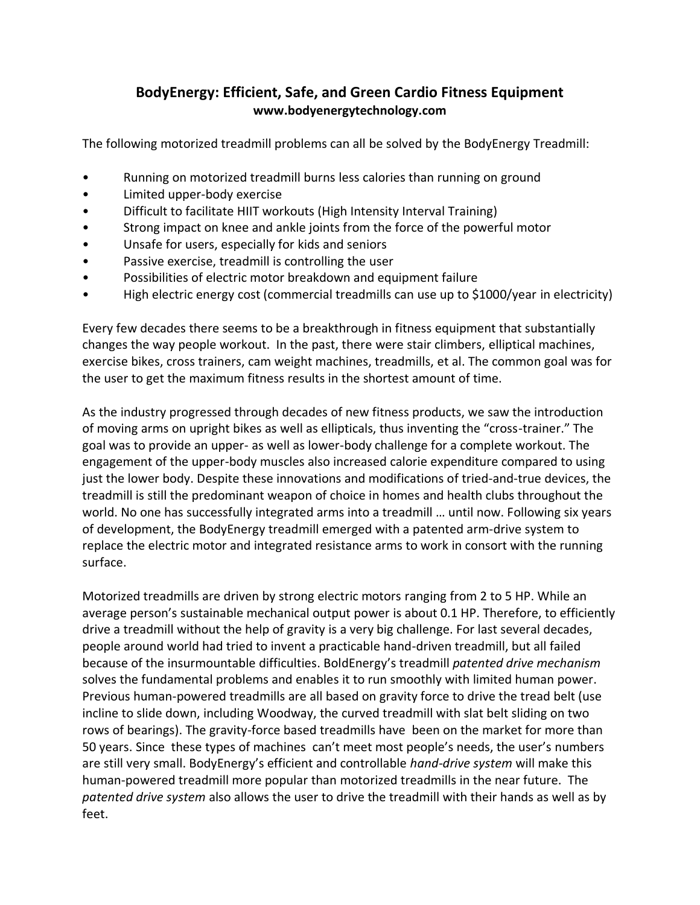# BodyEnergy: Efficient, Safe, and Green Cardio Fitness Equipment

**www.bodyenergytechnology.com**

The following motorized treadmill problems can all be solved by the BodyEnergy Treadmill:

- Running on motorized treadmill burns less calories than running on ground
- Limited upper-body exercise
- Difficult to facilitate HIIT workouts (High Intensity Interval Training)
- Strong impact on knee and ankle joints from the force of the powerful motor
- Unsafe for users, especially for kids and seniors
- Passive exercise, treadmill is controlling the user
- Possibilities of electric motor breakdown and equipment failure
- High electric energy cost (commercial treadmills can use up to $1000/year in electricity)

Every few decades there seems to be a breakthrough in fitness equipment that substantially changes the way people workout. In the past, there were stair climbers, elliptical machines, exercise bikes, cross trainers, cam weight machines, treadmills, et al. The common goal was for the user to get the maximum fitness results in the shortest amount of time.

As the industry progressed through decades of new fitness products, we saw the introduction of moving arms on upright bikes as well as ellipticals, thus inventing the "cross-trainer." The goal was to provide an upper- as well as lower-body challenge for a complete workout. The engagement of the upper-body muscles also increased calorie expenditure compared to using just the lower body. Despite these innovations and modifications of tried-and-true devices, the treadmill is still the predominant weapon of choice in homes and health clubs throughout the world. No one has successfully integrated arms into a treadmill … until now. Following six years of development, the BodyEnergy treadmill emerged with a patented arm-drive system to replace the electric motor and integrated resistance arms to work in consort with the running surface.

Motorized treadmills are driven by strong electric motors ranging from 2 to 5 HP. While an average person's sustainable mechanical output power is about 0.1 HP. Therefore, to efficiently drive a treadmill without the help of gravity is a very big challenge. For last several decades, people around world had tried to invent a practicable hand-driven treadmill, but all failed because of the insurmountable difficulties. BoldEnergy's treadmill *patented drive mechanism* solves the fundamental problems and enables it to run smoothly with limited human power. Previous human-powered treadmills are all based on gravity force to drive the tread belt (use incline to slide down, including Woodway, the curved treadmill with slat belt sliding on two rows of bearings). The gravity-force based treadmills have been on the market for more than 50 years. Since these types of machines can't meet most people's needs, the user's numbers are still very small. BodyEnergy's efficient and controllable *hand-drive system* will make this human-powered treadmill more popular than motorized treadmills in the near future. The *patented drive system* also allows the user to drive the treadmill with their hands as well as by feet.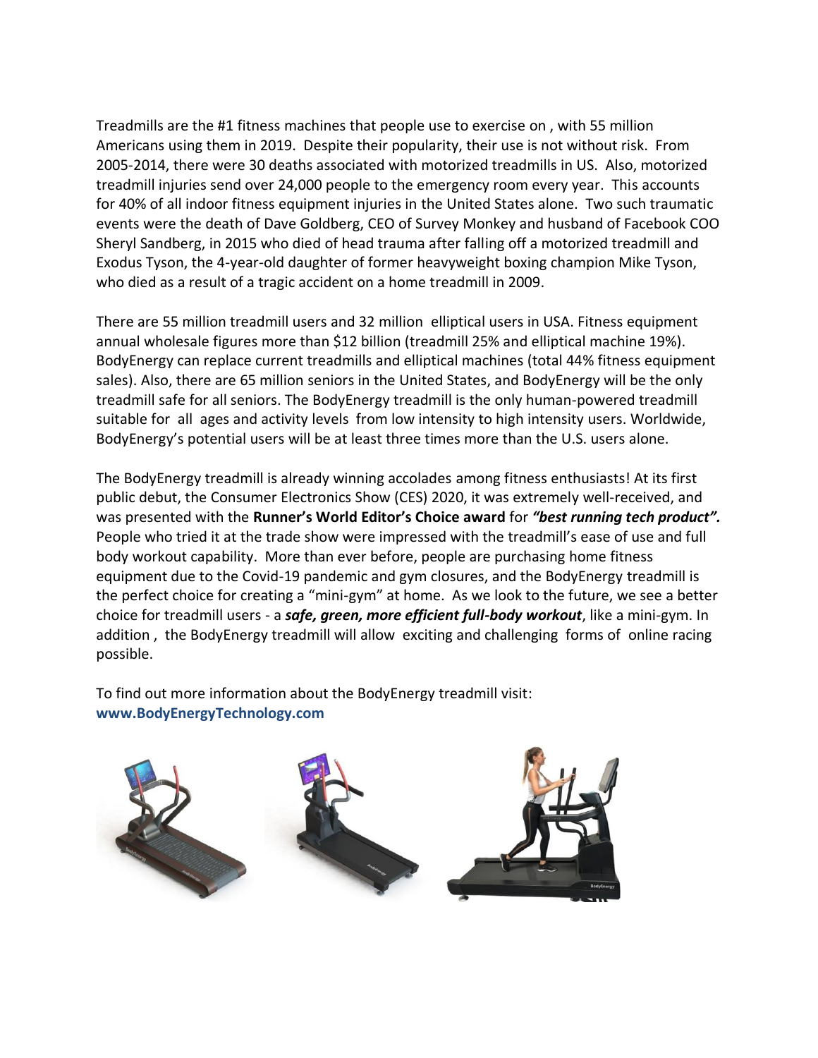Treadmills are the #1 fitness machines that people use to exercise on , with 55 million Americans using them in 2019. Despite their popularity, their use is not without risk. From 2005-2014, there were 30 deaths associated with motorized treadmills in US. Also, motorized treadmill injuries send over 24,000 people to the emergency room every year. This accounts for 40% of all indoor fitness equipment injuries in the United States alone. Two such traumatic events were the death of Dave Goldberg, CEO of Survey Monkey and husband of Facebook COO Sheryl Sandberg, in 2015 who died of head trauma after falling off a motorized treadmill and Exodus Tyson, the 4-year-old daughter of former heavyweight boxing champion Mike Tyson, who died as a result of a tragic accident on a home treadmill in 2009.

There are 55 million treadmill users and 32 million elliptical users in USA. Fitness equipment annual wholesale figures more than $12 billion (treadmill 25% and elliptical machine 19%). BodyEnergy can replace current treadmills and elliptical machines (total 44% fitness equipment sales). Also, there are 65 million seniors in the United States, and BodyEnergy will be the only treadmill safe for all seniors. The BodyEnergy treadmill is the only human-powered treadmill suitable for all ages and activity levels from low intensity to high intensity users. Worldwide, BodyEnergy's potential users will be at least three times more than the U.S. users alone.

The BodyEnergy treadmill is already winning accolades among fitness enthusiasts! At its first public debut, the Consumer Electronics Show (CES) 2020, it was extremely well-received, and was presented with the **Runner's World Editor's Choice award** for ***"best running tech product".*** People who tried it at the trade show were impressed with the treadmill's ease of use and full body workout capability. More than ever before, people are purchasing home fitness equipment due to the Covid-19 pandemic and gym closures, and the BodyEnergy treadmill is the perfect choice for creating a "mini-gym" at home. As we look to the future, we see a better choice for treadmill users - a ***safe, green, more efficient full-body workout***, like a mini-gym. In addition , the BodyEnergy treadmill will allow exciting and challenging forms of online racing possible.

To find out more information about the BodyEnergy treadmill visit:
**www.BodyEnergyTechnology.com**